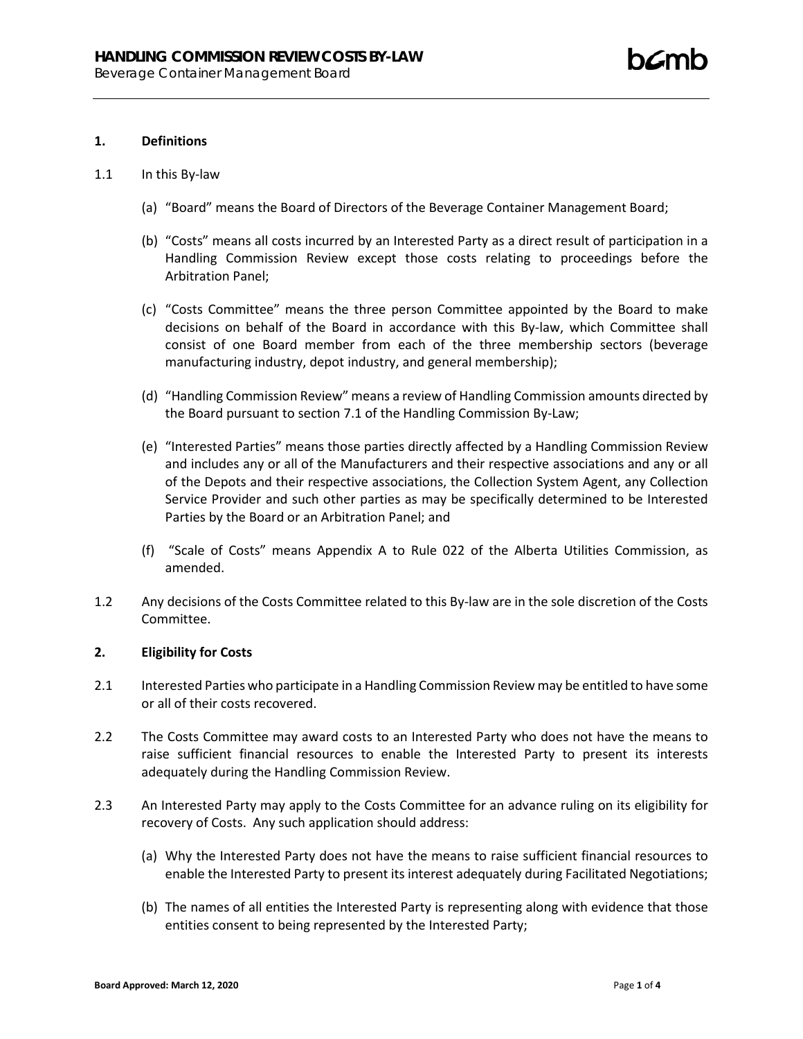## 1. Definitions

1.1 In this By-law

(a) "Board" means the Board of Directors of the Beverage Container Management Board;

(b) "Costs" means all costs incurred by an Interested Party as a direct result of participation in a Handling Commission Review except those costs relating to proceedings before the Arbitration Panel;

(c) "Costs Committee" means the three person Committee appointed by the Board to make decisions on behalf of the Board in accordance with this By-law, which Committee shall consist of one Board member from each of the three membership sectors (beverage manufacturing industry, depot industry, and general membership);

(d) "Handling Commission Review" means a review of Handling Commission amounts directed by the Board pursuant to section 7.1 of the Handling Commission By-Law;

(e) "Interested Parties" means those parties directly affected by a Handling Commission Review and includes any or all of the Manufacturers and their respective associations and any or all of the Depots and their respective associations, the Collection System Agent, any Collection Service Provider and such other parties as may be specifically determined to be Interested Parties by the Board or an Arbitration Panel; and

(f) "Scale of Costs" means Appendix A to Rule 022 of the Alberta Utilities Commission, as amended.

1.2 Any decisions of the Costs Committee related to this By-law are in the sole discretion of the Costs Committee.

## 2. Eligibility for Costs

2.1 Interested Parties who participate in a Handling Commission Review may be entitled to have some or all of their costs recovered.

2.2 The Costs Committee may award costs to an Interested Party who does not have the means to raise sufficient financial resources to enable the Interested Party to present its interests adequately during the Handling Commission Review.

2.3 An Interested Party may apply to the Costs Committee for an advance ruling on its eligibility for recovery of Costs. Any such application should address:

(a) Why the Interested Party does not have the means to raise sufficient financial resources to enable the Interested Party to present its interest adequately during Facilitated Negotiations;

(b) The names of all entities the Interested Party is representing along with evidence that those entities consent to being represented by the Interested Party;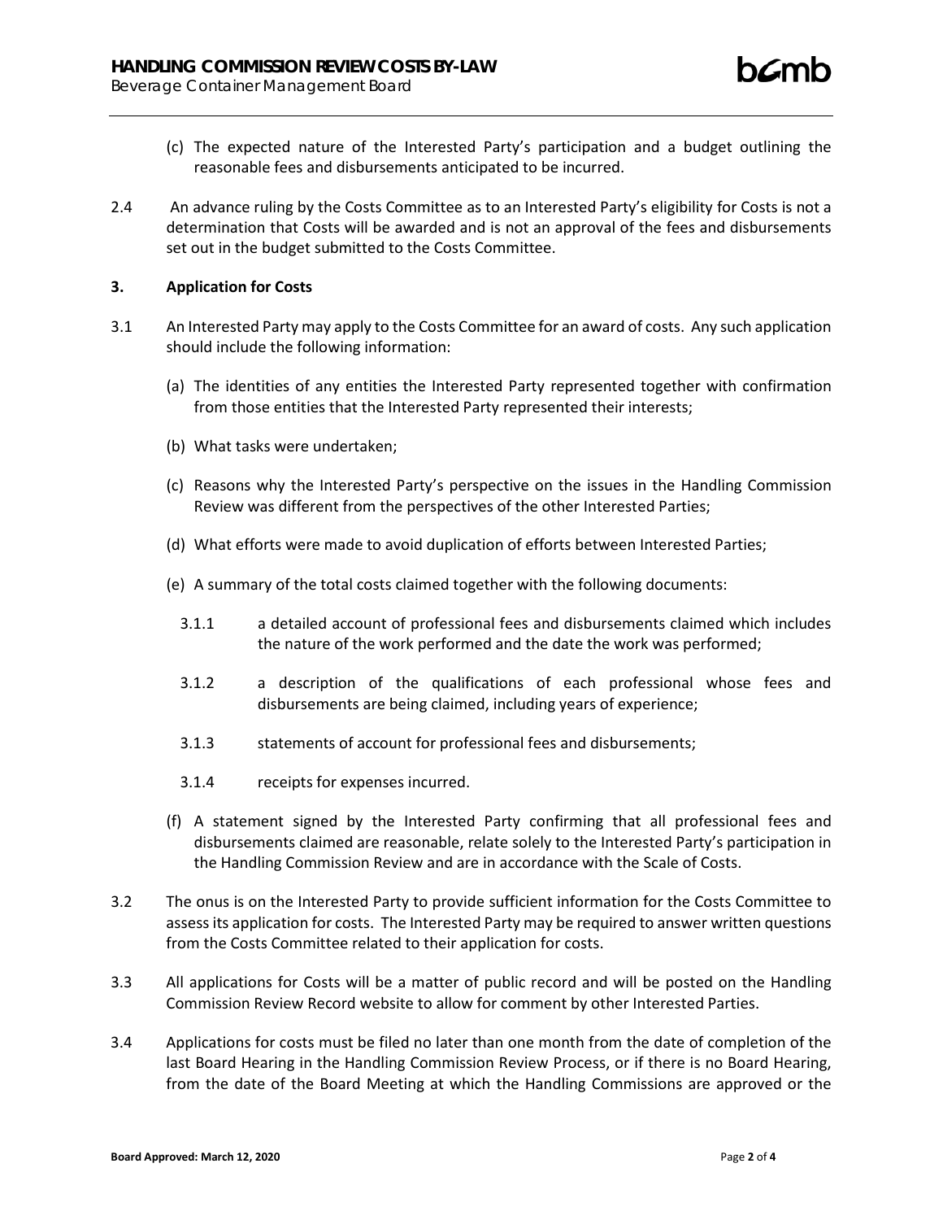(c) The expected nature of the Interested Party's participation and a budget outlining the reasonable fees and disbursements anticipated to be incurred.

2.4 An advance ruling by the Costs Committee as to an Interested Party's eligibility for Costs is not a determination that Costs will be awarded and is not an approval of the fees and disbursements set out in the budget submitted to the Costs Committee.

## 3. Application for Costs

3.1 An Interested Party may apply to the Costs Committee for an award of costs. Any such application should include the following information:

(a) The identities of any entities the Interested Party represented together with confirmation from those entities that the Interested Party represented their interests;

(b) What tasks were undertaken;

(c) Reasons why the Interested Party's perspective on the issues in the Handling Commission Review was different from the perspectives of the other Interested Parties;

(d) What efforts were made to avoid duplication of efforts between Interested Parties;

(e) A summary of the total costs claimed together with the following documents:

3.1.1 a detailed account of professional fees and disbursements claimed which includes the nature of the work performed and the date the work was performed;

3.1.2 a description of the qualifications of each professional whose fees and disbursements are being claimed, including years of experience;

3.1.3 statements of account for professional fees and disbursements;

3.1.4 receipts for expenses incurred.

(f) A statement signed by the Interested Party confirming that all professional fees and disbursements claimed are reasonable, relate solely to the Interested Party's participation in the Handling Commission Review and are in accordance with the Scale of Costs.

3.2 The onus is on the Interested Party to provide sufficient information for the Costs Committee to assess its application for costs. The Interested Party may be required to answer written questions from the Costs Committee related to their application for costs.

3.3 All applications for Costs will be a matter of public record and will be posted on the Handling Commission Review Record website to allow for comment by other Interested Parties.

3.4 Applications for costs must be filed no later than one month from the date of completion of the last Board Hearing in the Handling Commission Review Process, or if there is no Board Hearing, from the date of the Board Meeting at which the Handling Commissions are approved or the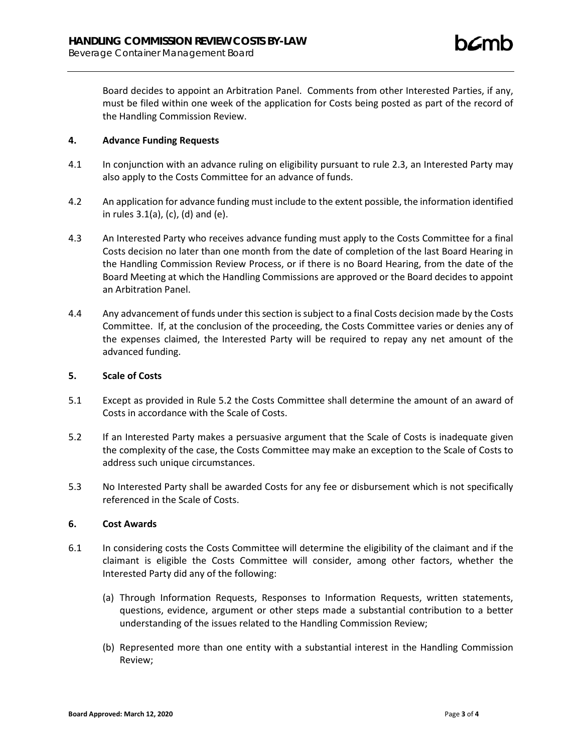Board decides to appoint an Arbitration Panel. Comments from other Interested Parties, if any, must be filed within one week of the application for Costs being posted as part of the record of the Handling Commission Review.

## 4. Advance Funding Requests

4.1 In conjunction with an advance ruling on eligibility pursuant to rule 2.3, an Interested Party may also apply to the Costs Committee for an advance of funds.

4.2 An application for advance funding must include to the extent possible, the information identified in rules 3.1(a), (c), (d) and (e).

4.3 An Interested Party who receives advance funding must apply to the Costs Committee for a final Costs decision no later than one month from the date of completion of the last Board Hearing in the Handling Commission Review Process, or if there is no Board Hearing, from the date of the Board Meeting at which the Handling Commissions are approved or the Board decides to appoint an Arbitration Panel.

4.4 Any advancement of funds under this section is subject to a final Costs decision made by the Costs Committee. If, at the conclusion of the proceeding, the Costs Committee varies or denies any of the expenses claimed, the Interested Party will be required to repay any net amount of the advanced funding.

## 5. Scale of Costs

5.1 Except as provided in Rule 5.2 the Costs Committee shall determine the amount of an award of Costs in accordance with the Scale of Costs.

5.2 If an Interested Party makes a persuasive argument that the Scale of Costs is inadequate given the complexity of the case, the Costs Committee may make an exception to the Scale of Costs to address such unique circumstances.

5.3 No Interested Party shall be awarded Costs for any fee or disbursement which is not specifically referenced in the Scale of Costs.

## 6. Cost Awards

6.1 In considering costs the Costs Committee will determine the eligibility of the claimant and if the claimant is eligible the Costs Committee will consider, among other factors, whether the Interested Party did any of the following:

(a) Through Information Requests, Responses to Information Requests, written statements, questions, evidence, argument or other steps made a substantial contribution to a better understanding of the issues related to the Handling Commission Review;

(b) Represented more than one entity with a substantial interest in the Handling Commission Review;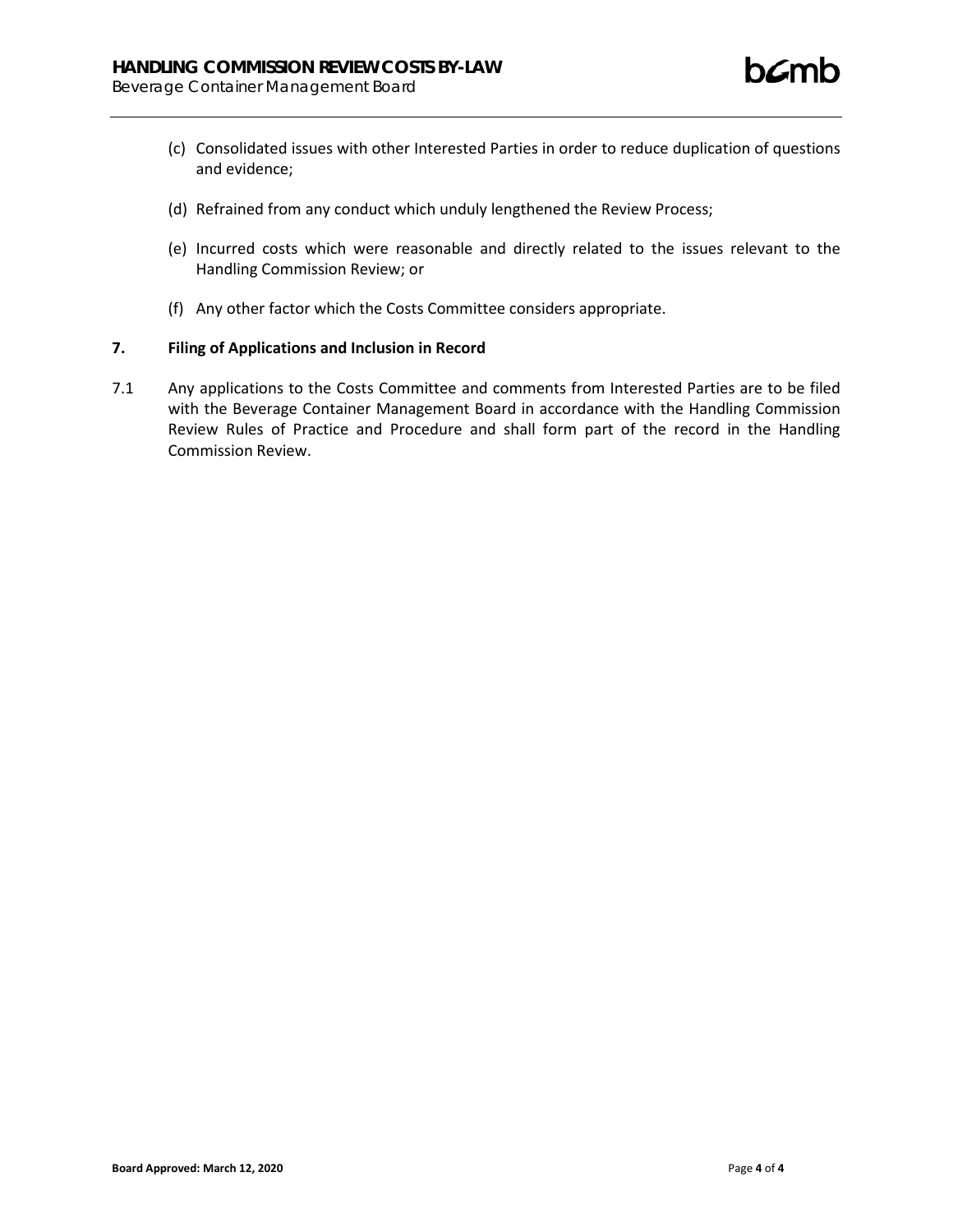(c) Consolidated issues with other Interested Parties in order to reduce duplication of questions and evidence;

(d) Refrained from any conduct which unduly lengthened the Review Process;

(e) Incurred costs which were reasonable and directly related to the issues relevant to the Handling Commission Review; or

(f) Any other factor which the Costs Committee considers appropriate.

## 7. Filing of Applications and Inclusion in Record

7.1 Any applications to the Costs Committee and comments from Interested Parties are to be filed with the Beverage Container Management Board in accordance with the Handling Commission Review Rules of Practice and Procedure and shall form part of the record in the Handling Commission Review.